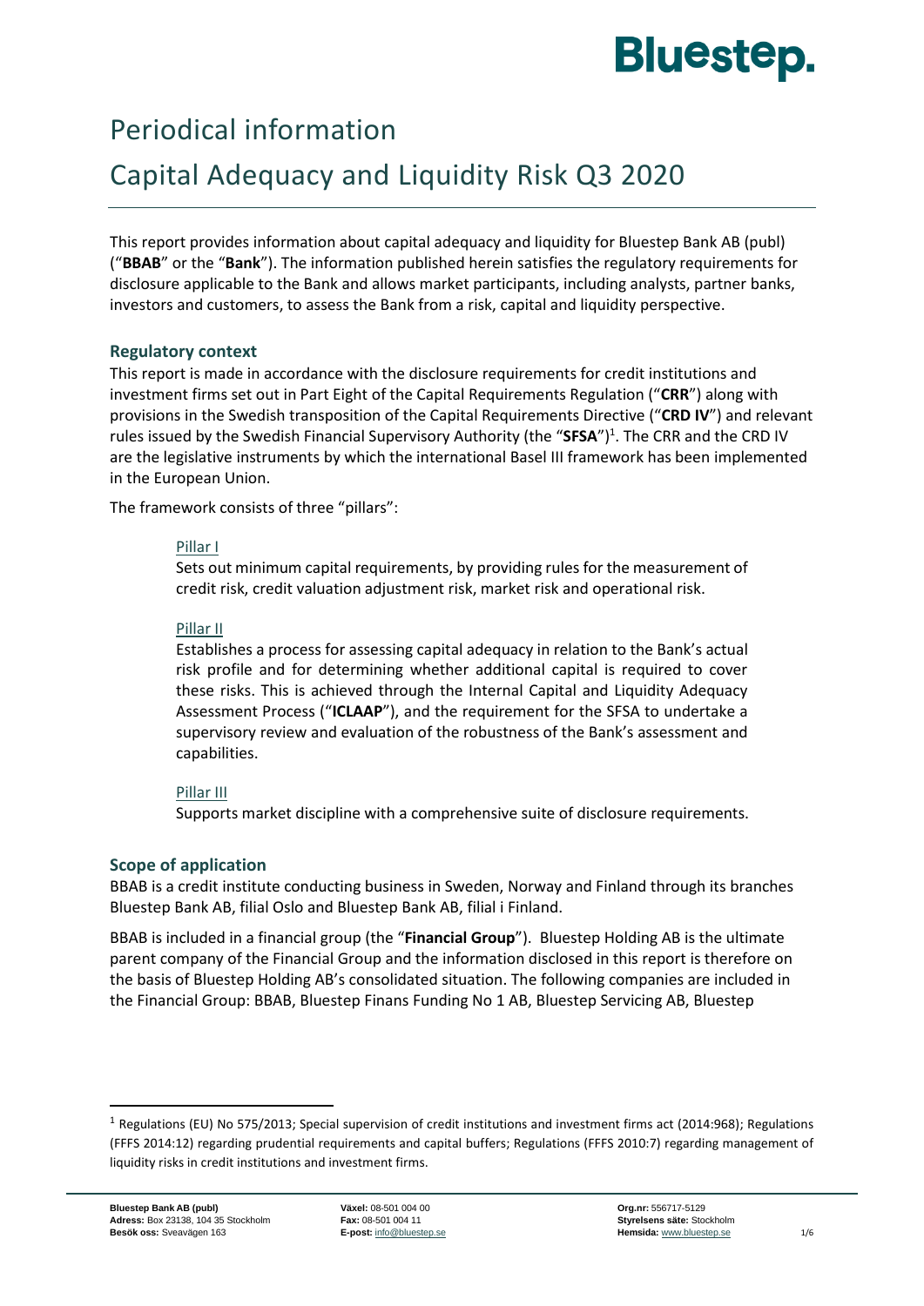# Periodical information

# Capital Adequacy and Liquidity Risk Q3 2020

This report provides information about capital adequacy and liquidity for Bluestep Bank AB (publ) ("**BBAB**" or the "**Bank**"). The information published herein satisfies the regulatory requirements for disclosure applicable to the Bank and allows market participants, including analysts, partner banks, investors and customers, to assess the Bank from a risk, capital and liquidity perspective.

### Regulatory context

This report is made in accordance with the disclosure requirements for credit institutions and investment firms set out in Part Eight of the Capital Requirements Regulation ("**CRR**") along with provisions in the Swedish transposition of the Capital Requirements Directive ("**CRD IV**") and relevant rules issued by the Swedish Financial Supervisory Authority (the "**SFSA**")[1]. The CRR and the CRD IV are the legislative instruments by which the international Basel III framework has been implemented in the European Union.

The framework consists of three "pillars":

Pillar I

Sets out minimum capital requirements, by providing rules for the measurement of credit risk, credit valuation adjustment risk, market risk and operational risk.

Pillar II

Establishes a process for assessing capital adequacy in relation to the Bank's actual risk profile and for determining whether additional capital is required to cover these risks. This is achieved through the Internal Capital and Liquidity Adequacy Assessment Process ("**ICLAAP**"), and the requirement for the SFSA to undertake a supervisory review and evaluation of the robustness of the Bank's assessment and capabilities.

Pillar III

Supports market discipline with a comprehensive suite of disclosure requirements.

### Scope of application

BBAB is a credit institute conducting business in Sweden, Norway and Finland through its branches Bluestep Bank AB, filial Oslo and Bluestep Bank AB, filial i Finland.

BBAB is included in a financial group (the "**Financial Group**"). Bluestep Holding AB is the ultimate parent company of the Financial Group and the information disclosed in this report is therefore on the basis of Bluestep Holding AB's consolidated situation. The following companies are included in the Financial Group: BBAB, Bluestep Finans Funding No 1 AB, Bluestep Servicing AB, Bluestep

[1] Regulations (EU) No 575/2013; Special supervision of credit institutions and investment firms act (2014:968); Regulations (FFFS 2014:12) regarding prudential requirements and capital buffers; Regulations (FFFS 2010:7) regarding management of liquidity risks in credit institutions and investment firms.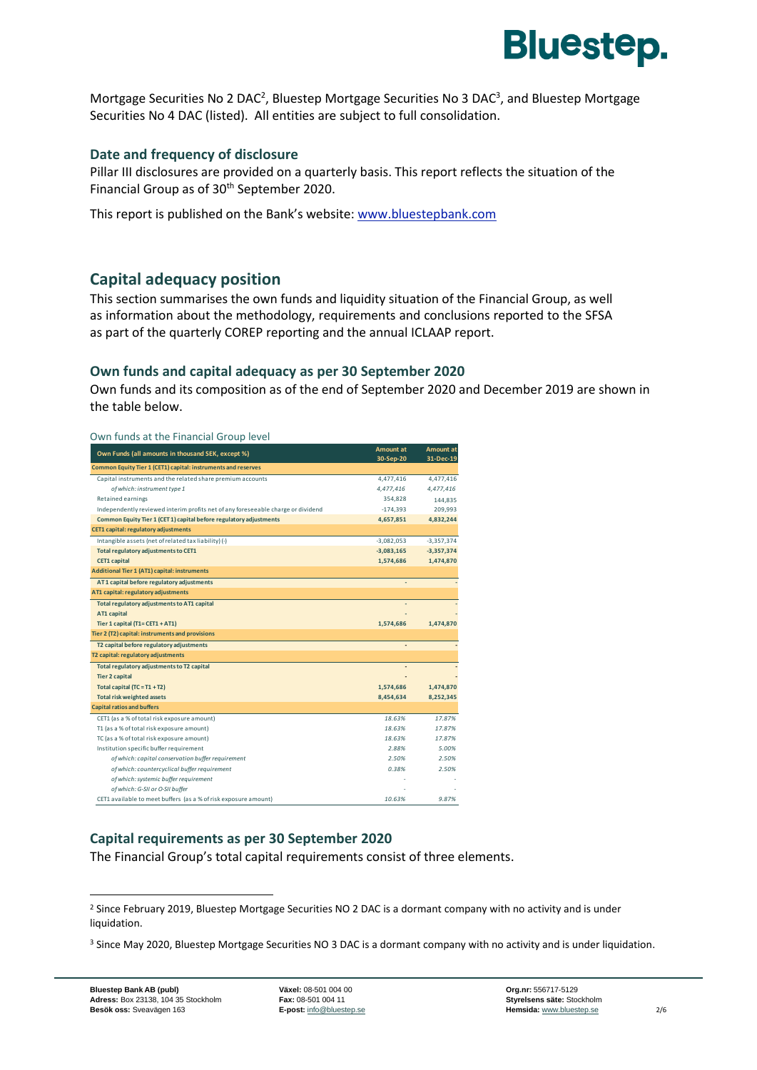Mortgage Securities No 2 DAC[2], Bluestep Mortgage Securities No 3 DAC[3], and Bluestep Mortgage Securities No 4 DAC (listed). All entities are subject to full consolidation.

### Date and frequency of disclosure

Pillar III disclosures are provided on a quarterly basis. This report reflects the situation of the Financial Group as of 30th September 2020.

This report is published on the Bank's website: www.bluestepbank.com

## Capital adequacy position

This section summarises the own funds and liquidity situation of the Financial Group, as well as information about the methodology, requirements and conclusions reported to the SFSA as part of the quarterly COREP reporting and the annual ICLAAP report.

### Own funds and capital adequacy as per 30 September 2020

Own funds and its composition as of the end of September 2020 and December 2019 are shown in the table below.

Own funds at the Financial Group level

| Own Funds (all amounts in thousand SEK, except %) | Amount at 30-Sep-20 | Amount at 31-Dec-19 |
|---|---|---|
| **Common Equity Tier 1 (CET1) capital: instruments and reserves** | | |
| Capital instruments and the related share premium accounts | 4,477,416 | 4,477,416 |
| *of which: instrument type 1* | *4,477,416* | *4,477,416* |
| Retained earnings | 354,828 | 144,835 |
| Independently reviewed interim profits net of any foreseeable charge or dividend | -174,393 | 209,993 |
| **Common Equity Tier 1 (CET1) capital before regulatory adjustments** | **4,657,851** | **4,832,244** |
| **CET1 capital: regulatory adjustments** | | |
| Intangible assets (net of related tax liability) (-) | -3,082,053 | -3,357,374 |
| **Total regulatory adjustments to CET1** | **-3,083,165** | **-3,357,374** |
| **CET1 capital** | **1,574,686** | **1,474,870** |
| **Additional Tier 1 (AT1) capital: instruments** | | |
| **AT1 capital before regulatory adjustments** | - | - |
| **AT1 capital: regulatory adjustments** | | |
| **Total regulatory adjustments to AT1 capital** | - | - |
| **AT1 capital** | - | - |
| **Tier 1 capital (T1= CET1 + AT1)** | **1,574,686** | **1,474,870** |
| **Tier 2 (T2) capital: instruments and provisions** | | |
| **T2 capital before regulatory adjustments** | - | - |
| **T2 capital: regulatory adjustments** | | |
| **Total regulatory adjustments to T2 capital** | - | - |
| **Tier 2 capital** | - | - |
| **Total capital (TC = T1 + T2)** | **1,574,686** | **1,474,870** |
| **Total risk weighted assets** | **8,454,634** | **8,252,345** |
| **Capital ratios and buffers** | | |
| CET1 (as a % of total risk exposure amount) | *18.63%* | *17.87%* |
| T1 (as a % of total risk exposure amount) | *18.63%* | *17.87%* |
| TC (as a % of total risk exposure amount) | *18.63%* | *17.87%* |
| Institution specific buffer requirement | *2.88%* | *5.00%* |
| *of which: capital conservation buffer requirement* | *2.50%* | *2.50%* |
| *of which: countercyclical buffer requirement* | *0.38%* | *2.50%* |
| *of which: systemic buffer requirement* | - | - |
| *of which: G-SII or O-SII buffer* | - | - |
| CET1 available to meet buffers (as a % of risk exposure amount) | *10.63%* | *9.87%* |

### Capital requirements as per 30 September 2020

The Financial Group's total capital requirements consist of three elements.

[2] Since February 2019, Bluestep Mortgage Securities NO 2 DAC is a dormant company with no activity and is under liquidation.

[3] Since May 2020, Bluestep Mortgage Securities NO 3 DAC is a dormant company with no activity and is under liquidation.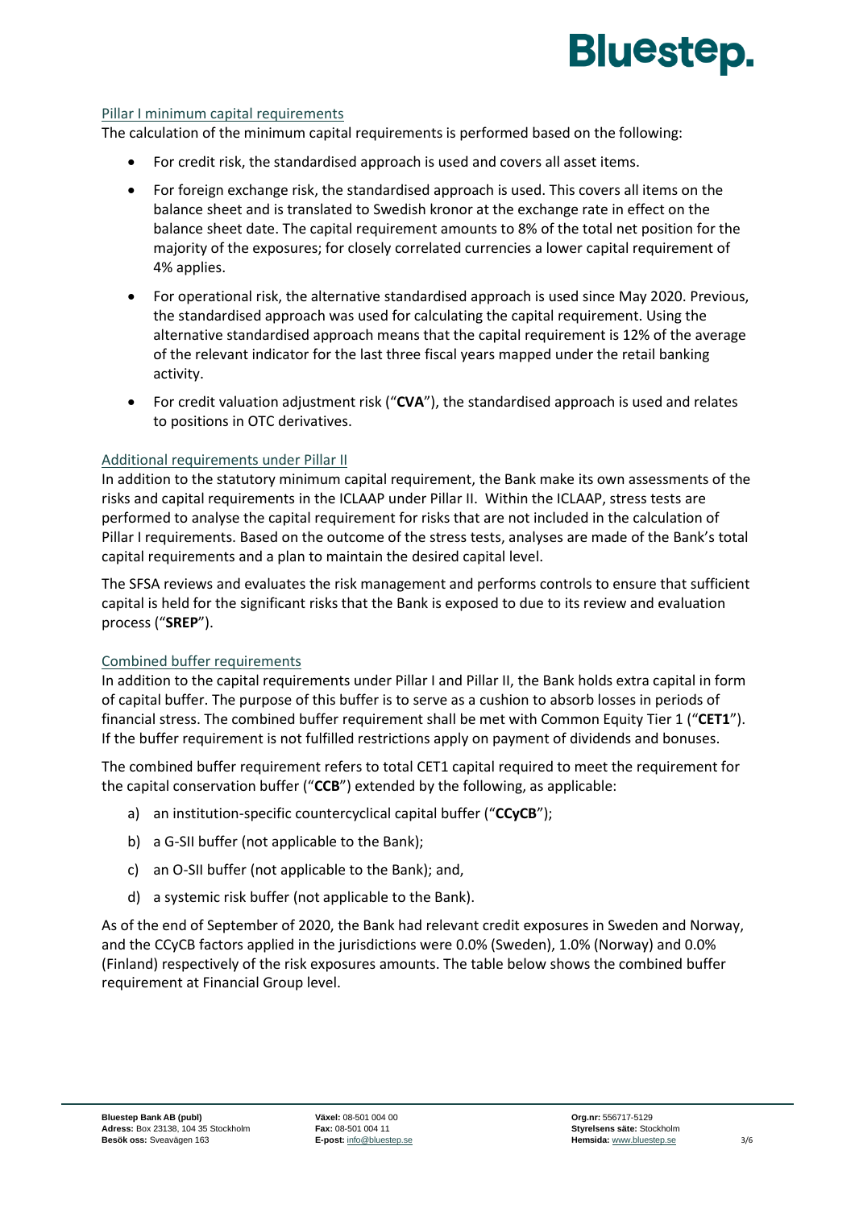### Pillar I minimum capital requirements

The calculation of the minimum capital requirements is performed based on the following:

- For credit risk, the standardised approach is used and covers all asset items.
- For foreign exchange risk, the standardised approach is used. This covers all items on the balance sheet and is translated to Swedish kronor at the exchange rate in effect on the balance sheet date. The capital requirement amounts to 8% of the total net position for the majority of the exposures; for closely correlated currencies a lower capital requirement of 4% applies.
- For operational risk, the alternative standardised approach is used since May 2020. Previous, the standardised approach was used for calculating the capital requirement. Using the alternative standardised approach means that the capital requirement is 12% of the average of the relevant indicator for the last three fiscal years mapped under the retail banking activity.
- For credit valuation adjustment risk ("**CVA**"), the standardised approach is used and relates to positions in OTC derivatives.

### Additional requirements under Pillar II

In addition to the statutory minimum capital requirement, the Bank make its own assessments of the risks and capital requirements in the ICLAAP under Pillar II. Within the ICLAAP, stress tests are performed to analyse the capital requirement for risks that are not included in the calculation of Pillar I requirements. Based on the outcome of the stress tests, analyses are made of the Bank's total capital requirements and a plan to maintain the desired capital level.

The SFSA reviews and evaluates the risk management and performs controls to ensure that sufficient capital is held for the significant risks that the Bank is exposed to due to its review and evaluation process ("**SREP**").

### Combined buffer requirements

In addition to the capital requirements under Pillar I and Pillar II, the Bank holds extra capital in form of capital buffer. The purpose of this buffer is to serve as a cushion to absorb losses in periods of financial stress. The combined buffer requirement shall be met with Common Equity Tier 1 ("**CET1**"). If the buffer requirement is not fulfilled restrictions apply on payment of dividends and bonuses.

The combined buffer requirement refers to total CET1 capital required to meet the requirement for the capital conservation buffer ("**CCB**") extended by the following, as applicable:

a) an institution-specific countercyclical capital buffer ("**CCyCB**");

b) a G-SII buffer (not applicable to the Bank);

c) an O-SII buffer (not applicable to the Bank); and,

d) a systemic risk buffer (not applicable to the Bank).

As of the end of September of 2020, the Bank had relevant credit exposures in Sweden and Norway, and the CCyCB factors applied in the jurisdictions were 0.0% (Sweden), 1.0% (Norway) and 0.0% (Finland) respectively of the risk exposures amounts. The table below shows the combined buffer requirement at Financial Group level.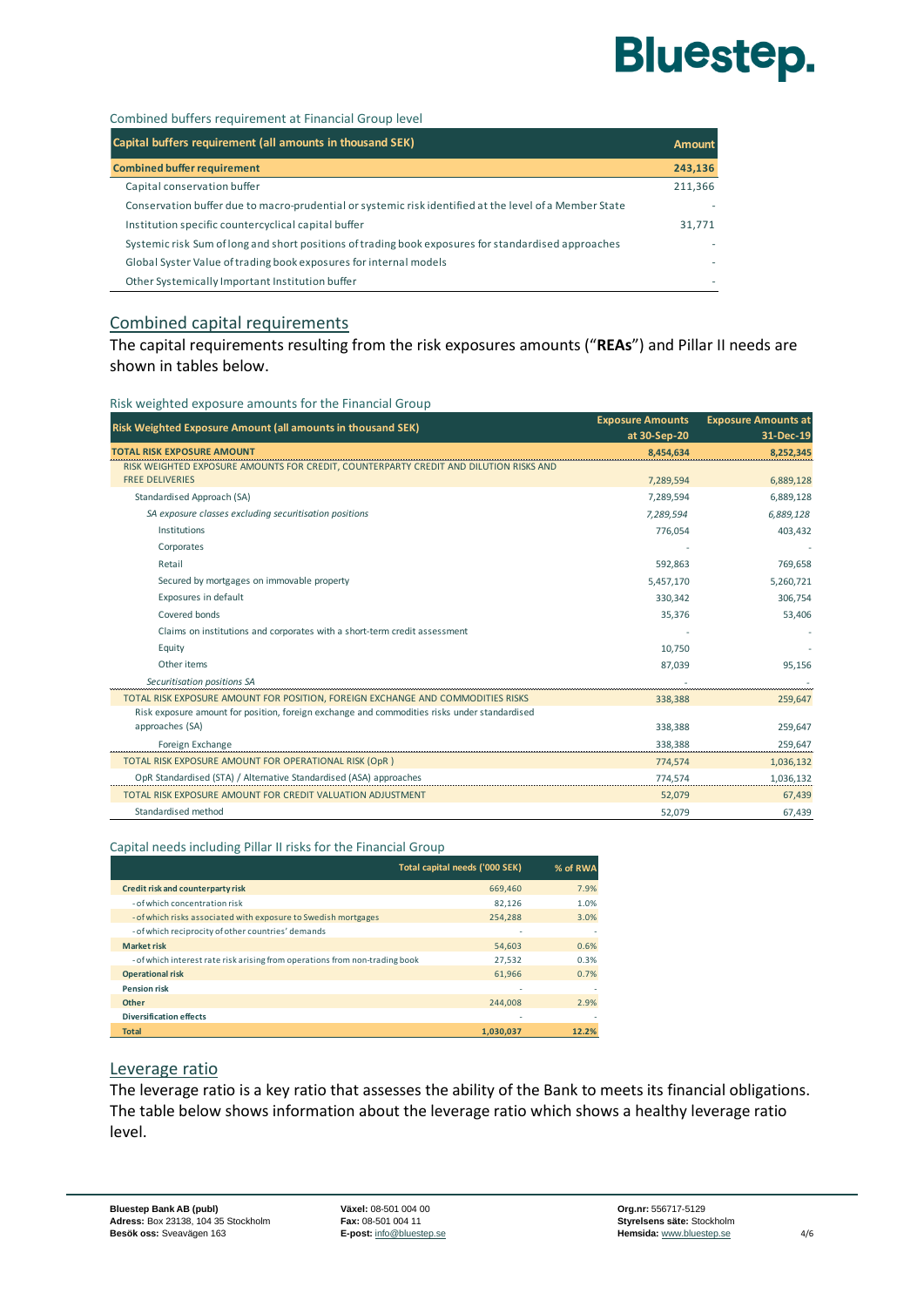Combined buffers requirement at Financial Group level

| Capital buffers requirement (all amounts in thousand SEK) | Amount |
|---|---|
| **Combined buffer requirement** | **243,136** |
| Capital conservation buffer | 211,366 |
| Conservation buffer due to macro-prudential or systemic risk identified at the level of a Member State | - |
| Institution specific countercyclical capital buffer | 31,771 |
| Systemic risk Sum of long and short positions of trading book exposures for standardised approaches | - |
| Global Syster Value of trading book exposures for internal models | - |
| Other Systemically Important Institution buffer | - |

## Combined capital requirements

The capital requirements resulting from the risk exposures amounts ("**REAs**") and Pillar II needs are shown in tables below.

Risk weighted exposure amounts for the Financial Group

| Risk Weighted Exposure Amount (all amounts in thousand SEK) | Exposure Amounts at 30-Sep-20 | Exposure Amounts at 31-Dec-19 |
|---|---|---|
| **TOTAL RISK EXPOSURE AMOUNT** | **8,454,634** | **8,252,345** |
| RISK WEIGHTED EXPOSURE AMOUNTS FOR CREDIT, COUNTERPARTY CREDIT AND DILUTION RISKS AND FREE DELIVERIES | 7,289,594 | 6,889,128 |
| Standardised Approach (SA) | 7,289,594 | 6,889,128 |
| *SA exposure classes excluding securitisation positions* | *7,289,594* | *6,889,128* |
| Institutions | 776,054 | 403,432 |
| Corporates | - | - |
| Retail | 592,863 | 769,658 |
| Secured by mortgages on immovable property | 5,457,170 | 5,260,721 |
| Exposures in default | 330,342 | 306,754 |
| Covered bonds | 35,376 | 53,406 |
| Claims on institutions and corporates with a short-term credit assessment | - | - |
| Equity | 10,750 | - |
| Other items | 87,039 | 95,156 |
| *Securitisation positions SA* | - | - |
| TOTAL RISK EXPOSURE AMOUNT FOR POSITION, FOREIGN EXCHANGE AND COMMODITIES RISKS | 338,388 | 259,647 |
| Risk exposure amount for position, foreign exchange and commodities risks under standardised approaches (SA) | 338,388 | 259,647 |
| Foreign Exchange | 338,388 | 259,647 |
| TOTAL RISK EXPOSURE AMOUNT FOR OPERATIONAL RISK (OpR ) | 774,574 | 1,036,132 |
| OpR Standardised (STA) / Alternative Standardised (ASA) approaches | 774,574 | 1,036,132 |
| TOTAL RISK EXPOSURE AMOUNT FOR CREDIT VALUATION ADJUSTMENT | 52,079 | 67,439 |
| Standardised method | 52,079 | 67,439 |

Capital needs including Pillar II risks for the Financial Group

| | Total capital needs ('000 SEK) | % of RWA |
|---|---|---|
| **Credit risk and counterparty risk** | 669,460 | 7.9% |
| - of which concentration risk | 82,126 | 1.0% |
| - of which risks associated with exposure to Swedish mortgages | 254,288 | 3.0% |
| - of which reciprocity of other countries' demands | - | - |
| **Market risk** | 54,603 | 0.6% |
| - of which interest rate risk arising from operations from non-trading book | 27,532 | 0.3% |
| **Operational risk** | 61,966 | 0.7% |
| **Pension risk** | - | - |
| **Other** | 244,008 | 2.9% |
| **Diversification effects** | - | - |
| **Total** | **1,030,037** | **12.2%** |

## Leverage ratio

The leverage ratio is a key ratio that assesses the ability of the Bank to meets its financial obligations. The table below shows information about the leverage ratio which shows a healthy leverage ratio level.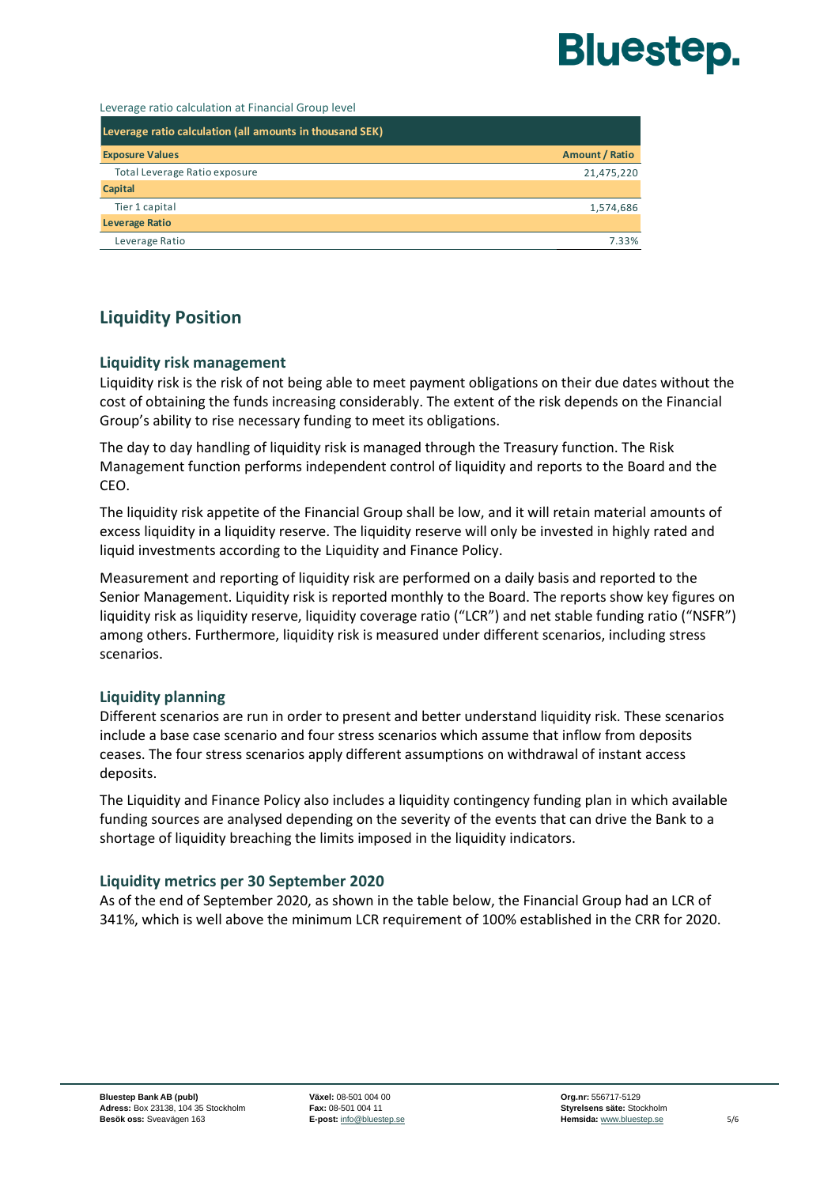Leverage ratio calculation at Financial Group level

| Leverage ratio calculation (all amounts in thousand SEK) | |
|---|---|
| **Exposure Values** | **Amount / Ratio** |
| Total Leverage Ratio exposure | 21,475,220 |
| **Capital** | |
| Tier 1 capital | 1,574,686 |
| **Leverage Ratio** | |
| Leverage Ratio | 7.33% |

## Liquidity Position

### Liquidity risk management

Liquidity risk is the risk of not being able to meet payment obligations on their due dates without the cost of obtaining the funds increasing considerably. The extent of the risk depends on the Financial Group's ability to rise necessary funding to meet its obligations.

The day to day handling of liquidity risk is managed through the Treasury function. The Risk Management function performs independent control of liquidity and reports to the Board and the CEO.

The liquidity risk appetite of the Financial Group shall be low, and it will retain material amounts of excess liquidity in a liquidity reserve. The liquidity reserve will only be invested in highly rated and liquid investments according to the Liquidity and Finance Policy.

Measurement and reporting of liquidity risk are performed on a daily basis and reported to the Senior Management. Liquidity risk is reported monthly to the Board. The reports show key figures on liquidity risk as liquidity reserve, liquidity coverage ratio ("LCR") and net stable funding ratio ("NSFR") among others. Furthermore, liquidity risk is measured under different scenarios, including stress scenarios.

### Liquidity planning

Different scenarios are run in order to present and better understand liquidity risk. These scenarios include a base case scenario and four stress scenarios which assume that inflow from deposits ceases. The four stress scenarios apply different assumptions on withdrawal of instant access deposits.

The Liquidity and Finance Policy also includes a liquidity contingency funding plan in which available funding sources are analysed depending on the severity of the events that can drive the Bank to a shortage of liquidity breaching the limits imposed in the liquidity indicators.

### Liquidity metrics per 30 September 2020

As of the end of September 2020, as shown in the table below, the Financial Group had an LCR of 341%, which is well above the minimum LCR requirement of 100% established in the CRR for 2020.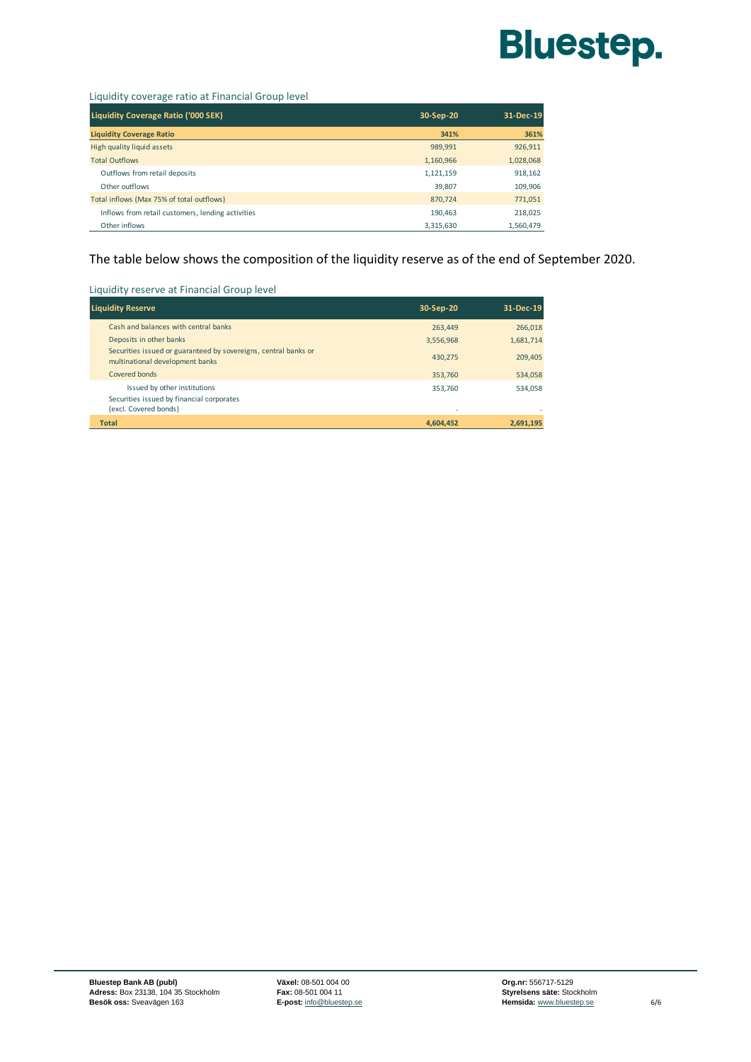Liquidity coverage ratio at Financial Group level

| Liquidity Coverage Ratio ('000 SEK) | 30-Sep-20 | 31-Dec-19 |
|---|---|---|
| **Liquidity Coverage Ratio** | **341%** | **361%** |
| High quality liquid assets | 989,991 | 926,911 |
| Total Outflows | 1,160,966 | 1,028,068 |
| Outflows from retail deposits | 1,121,159 | 918,162 |
| Other outflows | 39,807 | 109,906 |
| Total inflows (Max 75% of total outflows) | 870,724 | 771,051 |
| Inflows from retail customers, lending activities | 190,463 | 218,025 |
| Other inflows | 3,315,630 | 1,560,479 |

The table below shows the composition of the liquidity reserve as of the end of September 2020.

Liquidity reserve at Financial Group level

| Liquidity Reserve | 30-Sep-20 | 31-Dec-19 |
|---|---|---|
| Cash and balances with central banks | 263,449 | 266,018 |
| Deposits in other banks | 3,556,968 | 1,681,714 |
| Securities issued or guaranteed by sovereigns, central banks or multinational development banks | 430,275 | 209,405 |
| Covered bonds | 353,760 | 534,058 |
| Issued by other institutions | 353,760 | 534,058 |
| Securities issued by financial corporates (excl. Covered bonds) | - | - |
| **Total** | **4,604,452** | **2,691,195** |

**Bluestep Bank AB (publ)**
**Adress:** Box 23138, 104 35 Stockholm
**Besök oss:** Sveavägen 163

**Växel:** 08-501 004 00
**Fax:** 08-501 004 11
**E-post:** info@bluestep.se

**Org.nr:** 556717-5129
**Styrelsens säte:** Stockholm
**Hemsida:** www.bluestep.se